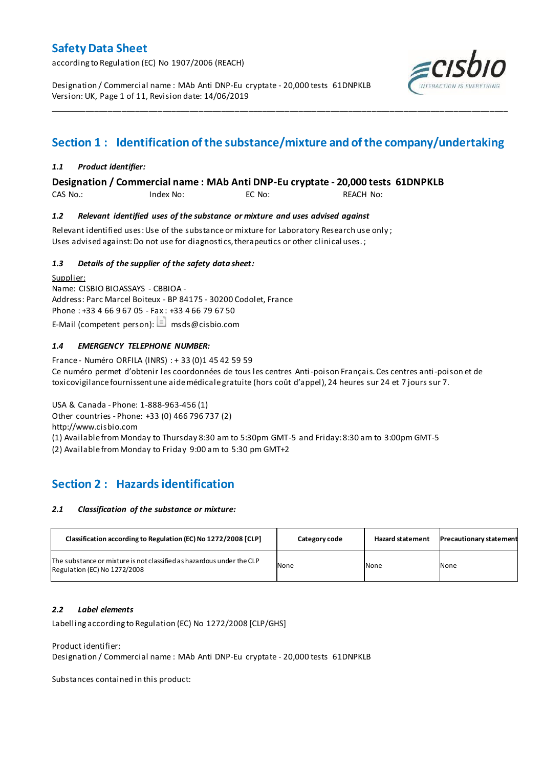# Safety Data Sheet

according to Regulation (EC) No 1907/2006 (REACH)

Designation / Commercial name : MAb Anti DNP-Eu cryptate - 20,000 tests 61DNPKLB
Version: UK, Revision date: 14/06/2019

## Section 1 : Identification of the substance/mixture and of the company/undertaking

### *1.1 Product identifier:*

**Designation / Commercial name : MAb Anti DNP-Eu cryptate - 20,000 tests 61DNPKLB**

CAS No.: Index No: EC No: REACH No:

### *1.2 Relevant identified uses of the substance or mixture and uses advised against*

Relevant identified uses: Use of the substance or mixture for Laboratory Research use only ;
Uses advised against: Do not use for diagnostics, therapeutics or other clinical uses. ;

### *1.3 Details of the supplier of the safety data sheet:*

Supplier:
Name: CISBIO BIOASSAYS - CBBIOA -
Address: Parc Marcel Boiteux - BP 84175 - 30200 Codolet, France
Phone : +33 4 66 9 67 05 - Fax : +33 4 66 79 67 50
E-Mail (competent person): msds@cisbio.com

### *1.4 EMERGENCY TELEPHONE NUMBER:*

France - Numéro ORFILA (INRS) : + 33 (0)1 45 42 59 59
Ce numéro permet d'obtenir les coordonnées de tous les centres Anti-poison Français. Ces centres anti-poison et de toxicovigilance fournissent une aide médicale gratuite (hors coût d'appel), 24 heures sur 24 et 7 jours sur 7.

USA & Canada - Phone: 1-888-963-456 (1)
Other countries - Phone: +33 (0) 466 796 737 (2)
http://www.cisbio.com
(1) Available from Monday to Thursday 8:30 am to 5:30pm GMT-5 and Friday: 8:30 am to 3:00pm GMT-5
(2) Available from Monday to Friday 9:00 am to 5:30 pm GMT+2

## Section 2 : Hazards identification

### *2.1 Classification of the substance or mixture:*

| Classification according to Regulation (EC) No 1272/2008 [CLP] | Category code | Hazard statement | Precautionary statement |
|---|---|---|---|
| The substance or mixture is not classified as hazardous under the CLP Regulation (EC) No 1272/2008 | None | None | None |

### *2.2 Label elements*

Labelling according to Regulation (EC) No 1272/2008 [CLP/GHS]

Product identifier:
Designation / Commercial name : MAb Anti DNP-Eu cryptate - 20,000 tests 61DNPKLB

Substances contained in this product: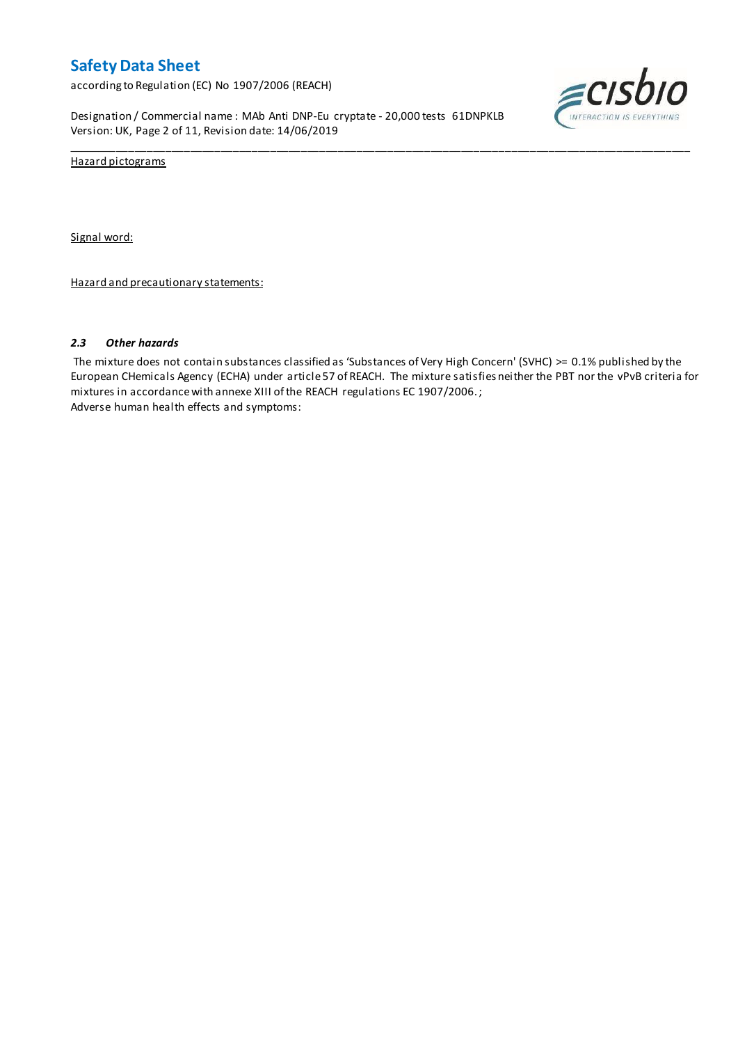Hazard pictograms

Signal word:

Hazard and precautionary statements:

### *2.3 Other hazards*

The mixture does not contain substances classified as 'Substances of Very High Concern' (SVHC) >= 0.1% published by the European CHemicals Agency (ECHA) under article 57 of REACH. The mixture satisfies neither the PBT nor the vPvB criteria for mixtures in accordance with annexe XIII of the REACH regulations EC 1907/2006. ;

Adverse human health effects and symptoms: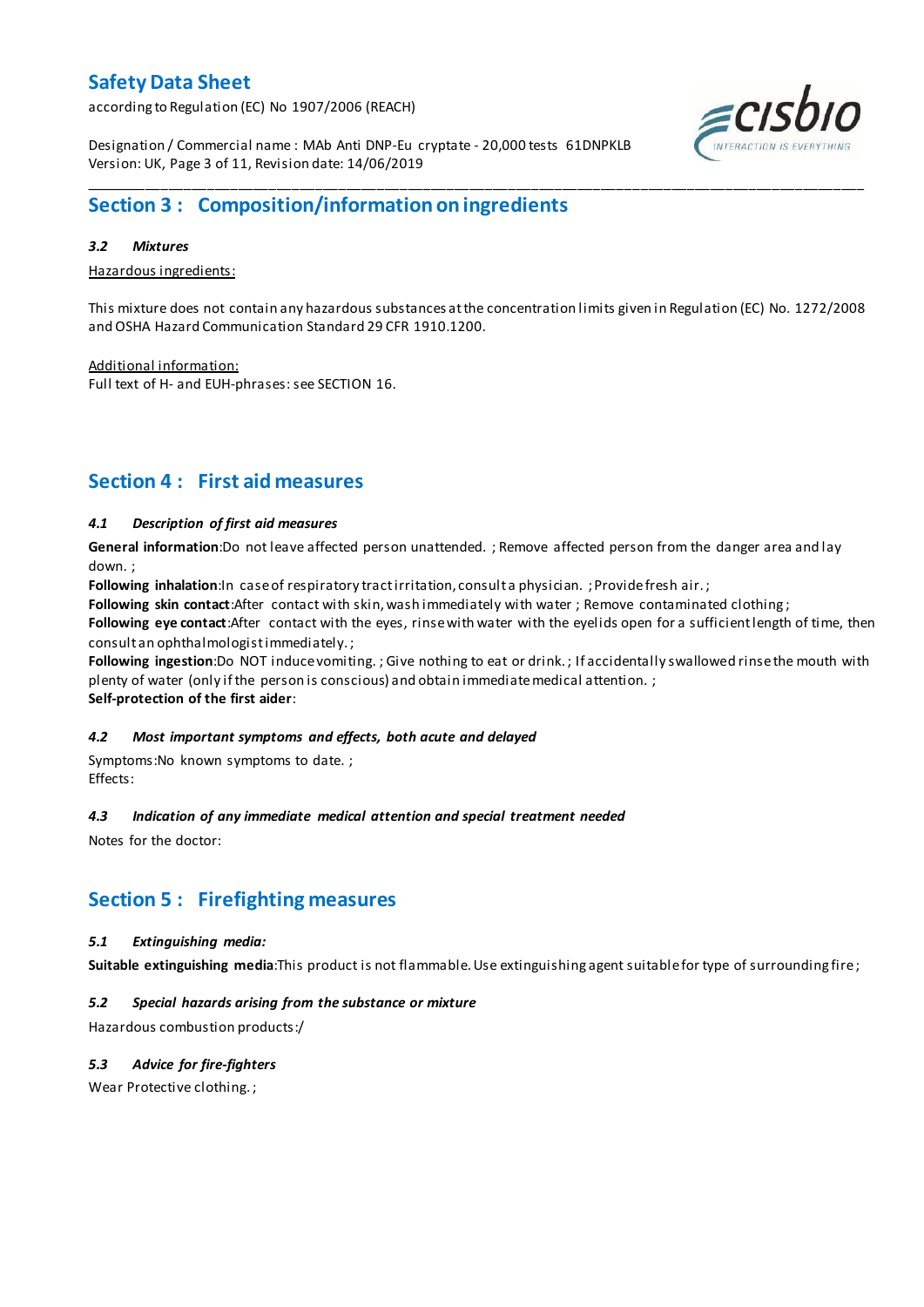## Section 3 : Composition/information on ingredients

### *3.2 Mixtures*

Hazardous ingredients:

This mixture does not contain any hazardous substances at the concentration limits given in Regulation (EC) No. 1272/2008 and OSHA Hazard Communication Standard 29 CFR 1910.1200.

Additional information:
Full text of H- and EUH-phrases: see SECTION 16.

## Section 4 : First aid measures

### *4.1 Description of first aid measures*

**General information**:Do not leave affected person unattended. ; Remove affected person from the danger area and lay down. ;
**Following inhalation**:In case of respiratory tract irritation, consult a physician. ; Provide fresh air. ;
**Following skin contact**:After contact with skin, wash immediately with water ; Remove contaminated clothing ;
**Following eye contact**:After contact with the eyes, rinse with water with the eyelids open for a sufficient length of time, then consult an ophthalmologist immediately. ;
**Following ingestion**:Do NOT induce vomiting. ; Give nothing to eat or drink. ; If accidentally swallowed rinse the mouth with plenty of water (only if the person is conscious) and obtain immediate medical attention. ;
**Self-protection of the first aider**:

### *4.2 Most important symptoms and effects, both acute and delayed*

Symptoms:No known symptoms to date. ;
Effects:

### *4.3 Indication of any immediate medical attention and special treatment needed*

Notes for the doctor:

## Section 5 : Firefighting measures

### *5.1 Extinguishing media:*

**Suitable extinguishing media**:This product is not flammable. Use extinguishing agent suitable for type of surrounding fire ;

### *5.2 Special hazards arising from the substance or mixture*

Hazardous combustion products:/

### *5.3 Advice for fire-fighters*

Wear Protective clothing. ;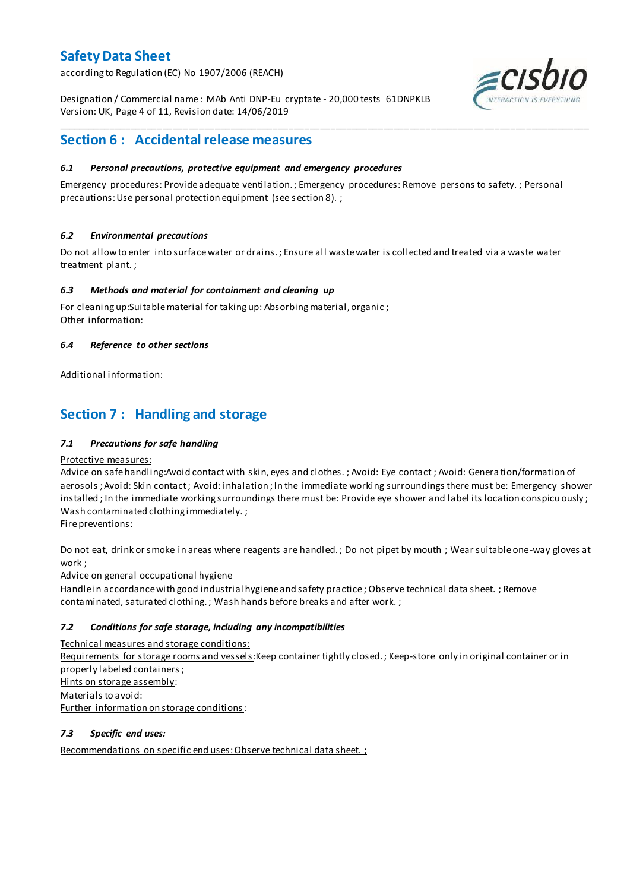## Section 6 : Accidental release measures

### *6.1 Personal precautions, protective equipment and emergency procedures*

Emergency procedures: Provide adequate ventilation. ; Emergency procedures: Remove persons to safety. ; Personal precautions: Use personal protection equipment (see section 8). ;

### *6.2 Environmental precautions*

Do not allow to enter into surface water or drains. ; Ensure all waste water is collected and treated via a waste water treatment plant. ;

### *6.3 Methods and material for containment and cleaning up*

For cleaning up: Suitable material for taking up: Absorbing material, organic ;
Other information:

### *6.4 Reference to other sections*

Additional information:

## Section 7 : Handling and storage

### *7.1 Precautions for safe handling*

Protective measures:
Advice on safe handling: Avoid contact with skin, eyes and clothes. ; Avoid: Eye contact ; Avoid: Generation/formation of aerosols ; Avoid: Skin contact ; Avoid: inhalation ; In the immediate working surroundings there must be: Emergency shower installed ; In the immediate working surroundings there must be: Provide eye shower and label its location conspicuously ; Wash contaminated clothing immediately. ;
Fire preventions:

Do not eat, drink or smoke in areas where reagents are handled. ; Do not pipet by mouth ; Wear suitable one-way gloves at work ;
Advice on general occupational hygiene
Handle in accordance with good industrial hygiene and safety practice ; Observe technical data sheet. ; Remove contaminated, saturated clothing. ; Wash hands before breaks and after work. ;

### *7.2 Conditions for safe storage, including any incompatibilities*

Technical measures and storage conditions:
Requirements for storage rooms and vessels: Keep container tightly closed. ; Keep-store only in original container or in properly labeled containers ;
Hints on storage assembly:
Materials to avoid:
Further information on storage conditions:

### *7.3 Specific end uses:*

Recommendations on specific end uses: Observe technical data sheet. ;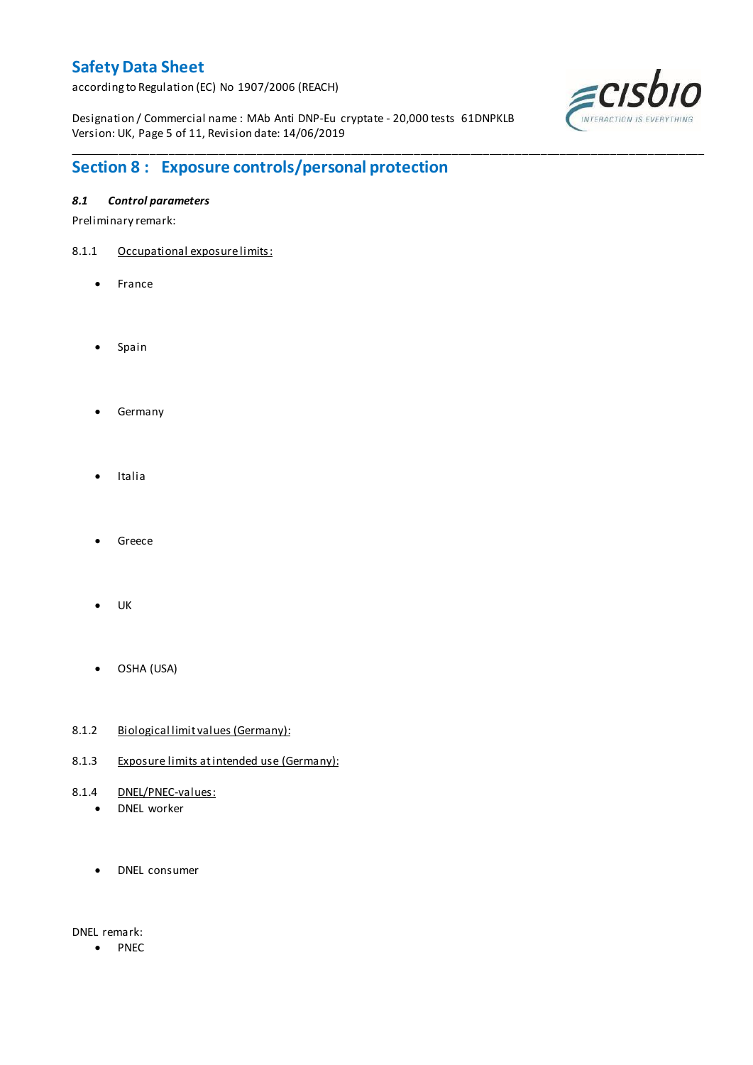## Section 8 : Exposure controls/personal protection

### *8.1 Control parameters*

Preliminary remark:

8.1.1 Occupational exposure limits:

- France
- Spain
- Germany
- Italia
- Greece
- UK
- OSHA (USA)

8.1.2 Biological limit values (Germany):

8.1.3 Exposure limits at intended use (Germany):

8.1.4 DNEL/PNEC-values:

- DNEL worker
- DNEL consumer

DNEL remark:

- PNEC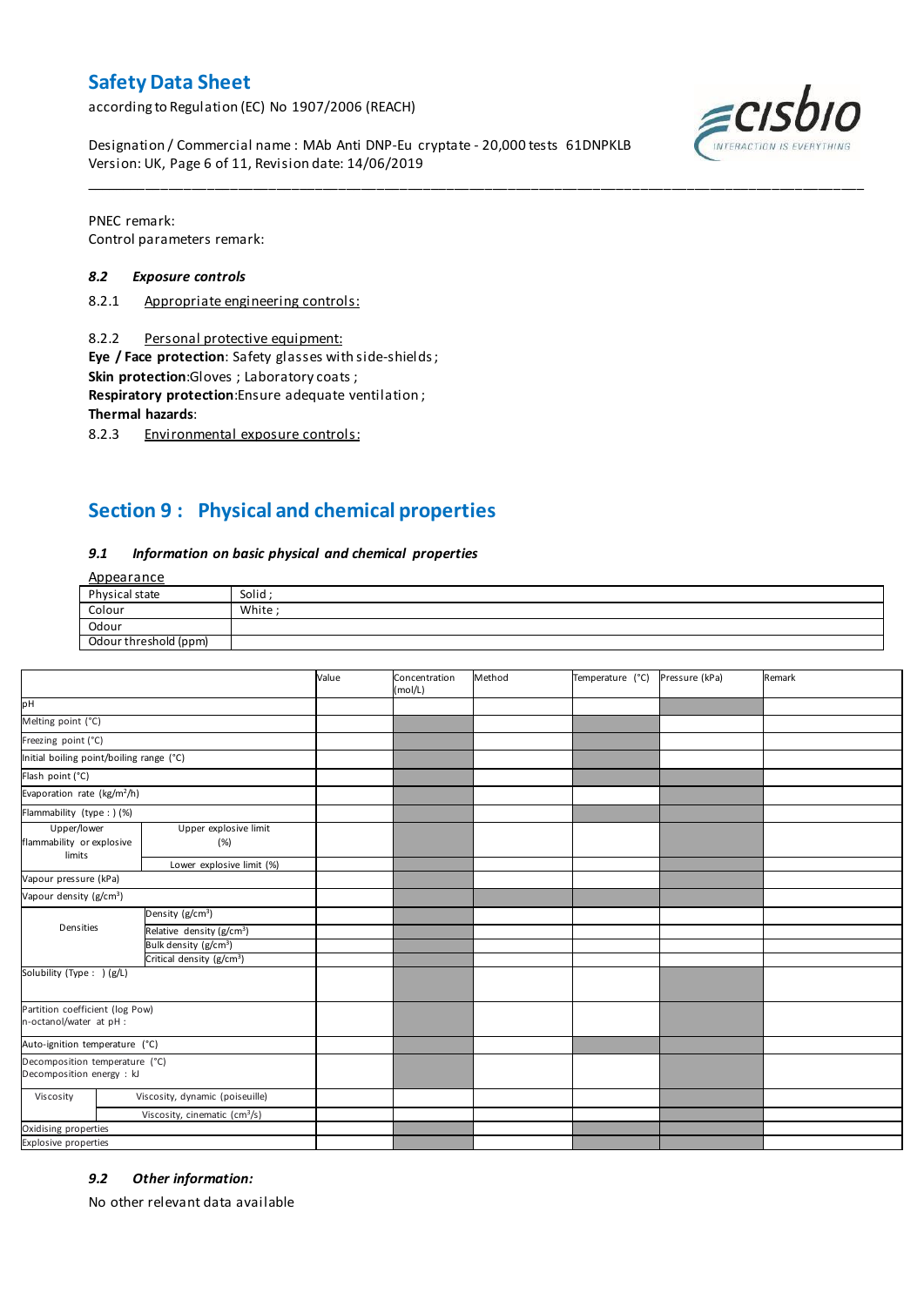PNEC remark:
Control parameters remark:

### *8.2 Exposure controls*

8.2.1 Appropriate engineering controls:

8.2.2 Personal protective equipment:
**Eye / Face protection**: Safety glasses with side-shields ;
**Skin protection**:Gloves ; Laboratory coats ;
**Respiratory protection**:Ensure adequate ventilation ;
**Thermal hazards**:

8.2.3 Environmental exposure controls:

## Section 9 : Physical and chemical properties

### *9.1 Information on basic physical and chemical properties*

Appearance

| Physical state | Solid ; |
|---|---|
| Colour | White ; |
| Odour | |
| Odour threshold (ppm) | |

| | | Value | Concentration (mol/L) | Method | Temperature (°C) | Pressure (kPa) | Remark |
|---|---|---|---|---|---|---|---|
| pH | | | | | | | |
| Melting point (°C) | | | | | | | |
| Freezing point (°C) | | | | | | | |
| Initial boiling point/boiling range (°C) | | | | | | | |
| Flash point (°C) | | | | | | | |
| Evaporation rate (kg/m²/h) | | | | | | | |
| Flammability (type : ) (%) | | | | | | | |
| Upper/lower flammability or explosive limits | Upper explosive limit (%) | | | | | | |
| | Lower explosive limit (%) | | | | | | |
| Vapour pressure (kPa) | | | | | | | |
| Vapour density (g/cm³) | | | | | | | |
| Densities | Density (g/cm³) | | | | | | |
| | Relative density (g/cm³) | | | | | | |
| | Bulk density (g/cm³) | | | | | | |
| | Critical density (g/cm³) | | | | | | |
| Solubility (Type : ) (g/L) | | | | | | | |
| Partition coefficient (log Pow) n-octanol/water at pH : | | | | | | | |
| Auto-ignition temperature (°C) | | | | | | | |
| Decomposition temperature (°C) Decomposition energy : kJ | | | | | | | |
| Viscosity | Viscosity, dynamic (poiseuille) | | | | | | |
| | Viscosity, cinematic (cm³/s) | | | | | | |
| Oxidising properties | | | | | | | |
| Explosive properties | | | | | | | |

### *9.2 Other information:*

No other relevant data available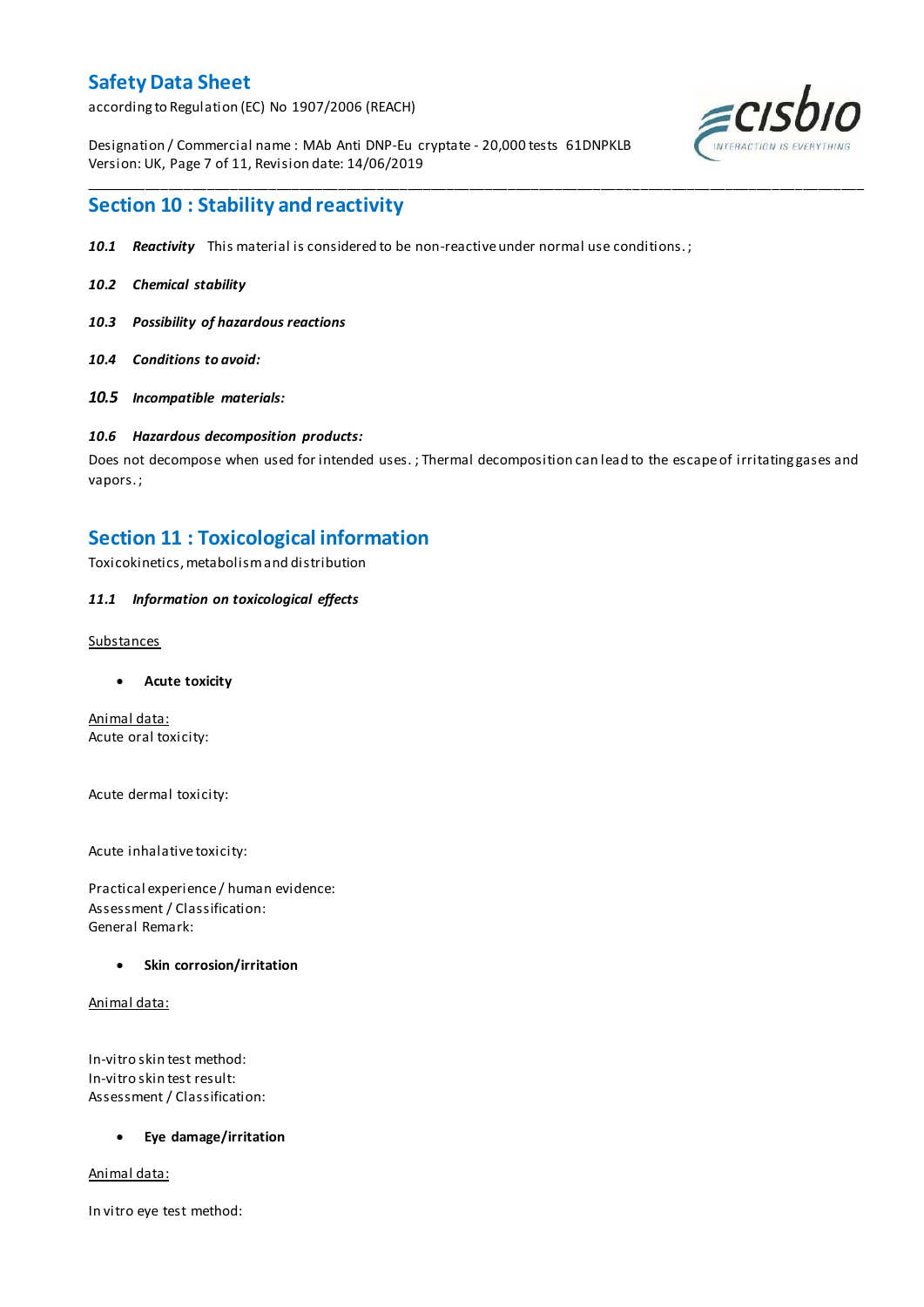## Section 10 : Stability and reactivity

***10.1 Reactivity*** This material is considered to be non-reactive under normal use conditions. ;

***10.2 Chemical stability***

***10.3 Possibility of hazardous reactions***

***10.4 Conditions to avoid:***

***10.5 Incompatible materials:***

***10.6 Hazardous decomposition products:***

Does not decompose when used for intended uses. ; Thermal decomposition can lead to the escape of irritating gases and vapors. ;

## Section 11 : Toxicological information

Toxicokinetics, metabolism and distribution

***11.1 Information on toxicological effects***

Substances

- **Acute toxicity**

Animal data:
Acute oral toxicity:

Acute dermal toxicity:

Acute inhalative toxicity:

Practical experience / human evidence:
Assessment / Classification:
General Remark:

- **Skin corrosion/irritation**

Animal data:

In-vitro skin test method:
In-vitro skin test result:
Assessment / Classification:

- **Eye damage/irritation**

Animal data:

In vitro eye test method: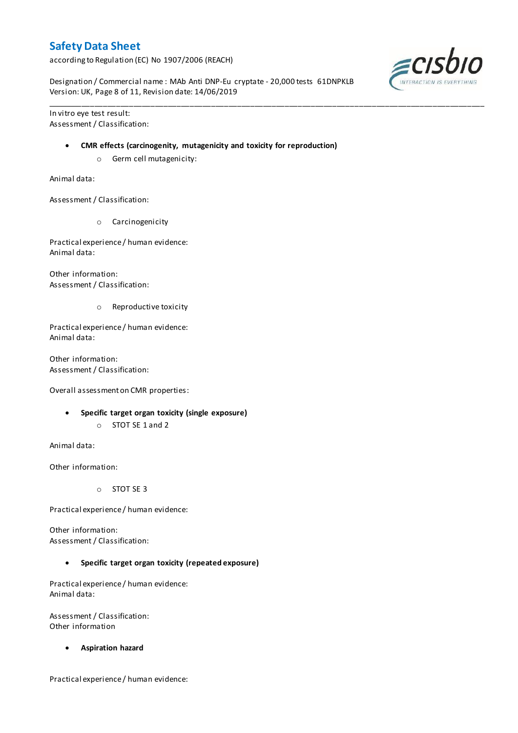In vitro eye test result:
Assessment / Classification:

- **CMR effects (carcinogenity, mutagenicity and toxicity for reproduction)**
    - Germ cell mutagenicity:

Animal data:

Assessment / Classification:

- Carcinogenicity

Practical experience / human evidence:
Animal data:

Other information:
Assessment / Classification:

- Reproductive toxicity

Practical experience / human evidence:
Animal data:

Other information:
Assessment / Classification:

Overall assessment on CMR properties:

- **Specific target organ toxicity (single exposure)**
    - STOT SE 1 and 2

Animal data:

Other information:

- STOT SE 3

Practical experience / human evidence:

Other information:
Assessment / Classification:

- **Specific target organ toxicity (repeated exposure)**

Practical experience / human evidence:
Animal data:

Assessment / Classification:
Other information

- **Aspiration hazard**

Practical experience / human evidence: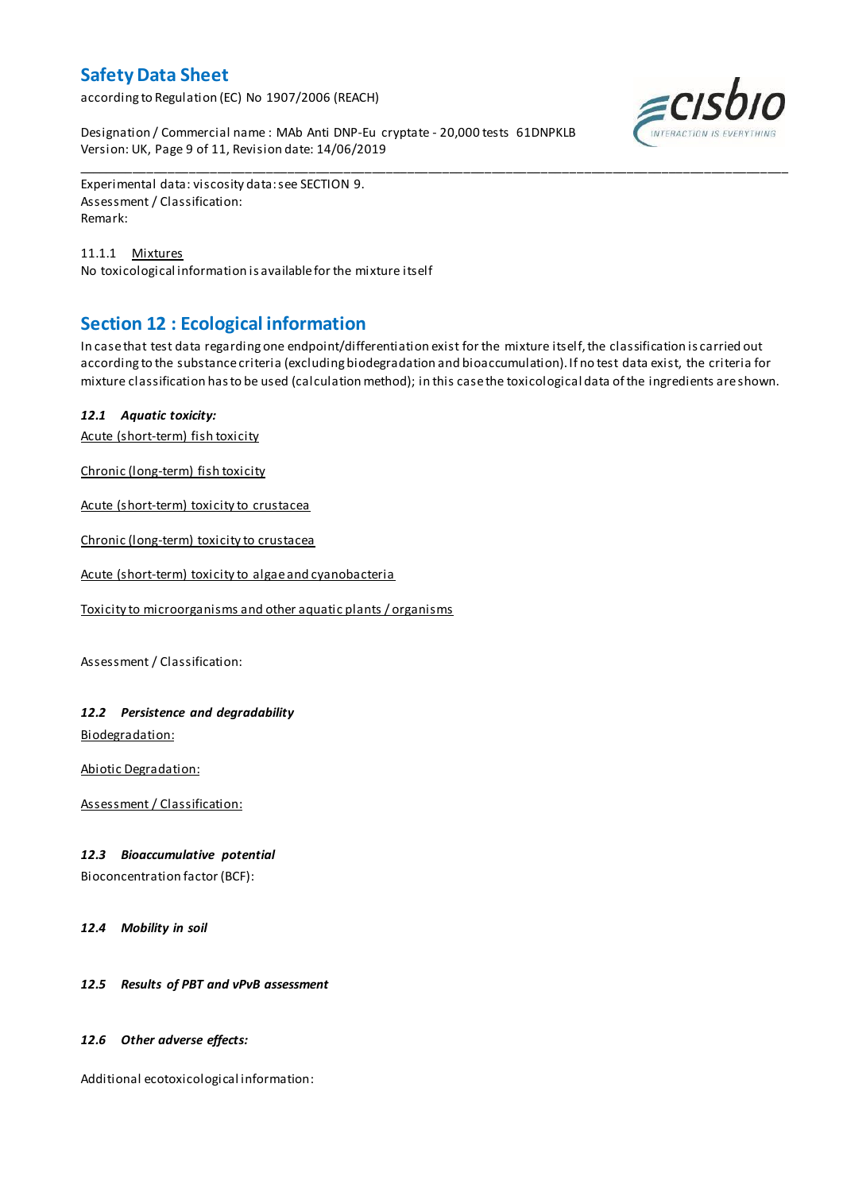Experimental data: viscosity data: see SECTION 9.
Assessment / Classification:
Remark:

11.1.1 Mixtures
No toxicological information is available for the mixture itself

## Section 12 : Ecological information

In case that test data regarding one endpoint/differentiation exist for the mixture itself, the classification is carried out according to the substance criteria (excluding biodegradation and bioaccumulation). If no test data exist, the criteria for mixture classification has to be used (calculation method); in this case the toxicological data of the ingredients are shown.

### *12.1 Aquatic toxicity:*

Acute (short-term) fish toxicity

Chronic (long-term) fish toxicity

Acute (short-term) toxicity to crustacea

Chronic (long-term) toxicity to crustacea

Acute (short-term) toxicity to algae and cyanobacteria

Toxicity to microorganisms and other aquatic plants / organisms

Assessment / Classification:

### *12.2 Persistence and degradability*

Biodegradation:

Abiotic Degradation:

Assessment / Classification:

### *12.3 Bioaccumulative potential*

Bioconcentration factor (BCF):

### *12.4 Mobility in soil*

### *12.5 Results of PBT and vPvB assessment*

### *12.6 Other adverse effects:*

Additional ecotoxicological information: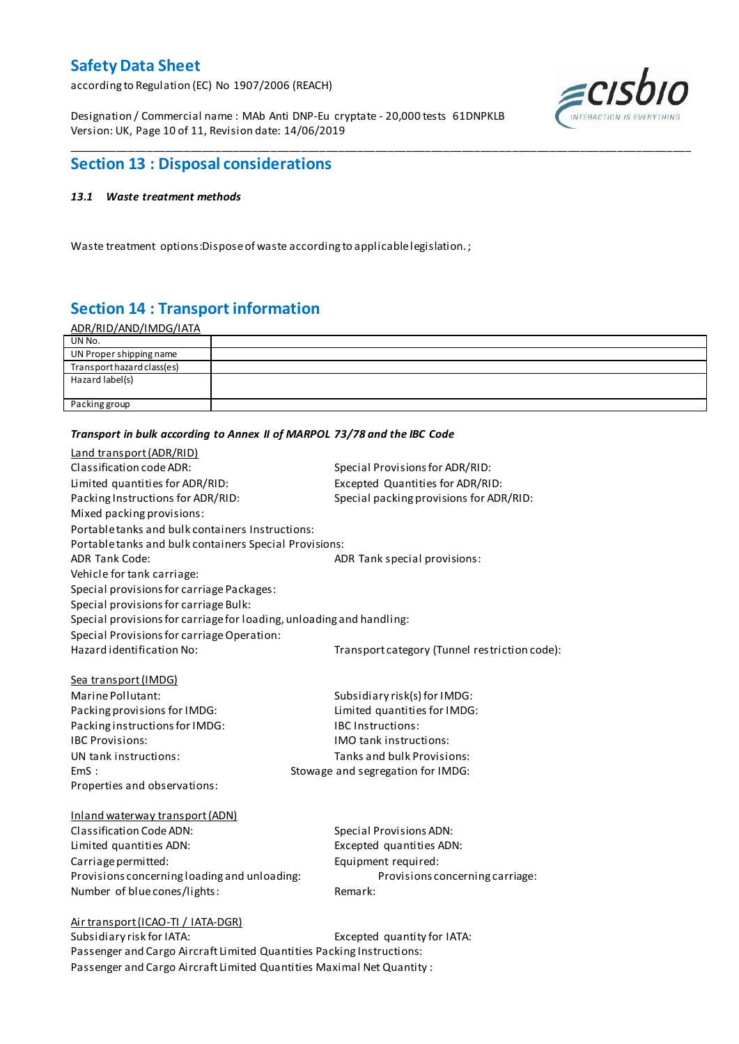## Section 13 : Disposal considerations

***13.1 Waste treatment methods***

Waste treatment options:Dispose of waste according to applicable legislation. ;

## Section 14 : Transport information

ADR/RID/AND/IMDG/IATA

| UN No. | |
|---|---|
| UN Proper shipping name | |
| Transport hazard class(es) | |
| Hazard label(s) | |
| Packing group | |

***Transport in bulk according to Annex II of MARPOL 73/78 and the IBC Code***

Land transport (ADR/RID)

Classification code ADR:

Special Provisions for ADR/RID:

Limited quantities for ADR/RID:

Excepted Quantities for ADR/RID:

Packing Instructions for ADR/RID:

Special packing provisions for ADR/RID:

Mixed packing provisions:

Portable tanks and bulk containers Instructions:

Portable tanks and bulk containers Special Provisions:

ADR Tank Code:

ADR Tank special provisions:

Vehicle for tank carriage:

Special provisions for carriage Packages:

Special provisions for carriage Bulk:

Special provisions for carriage for loading, unloading and handling:

Special Provisions for carriage Operation:

Hazard identification No:

Transport category (Tunnel restriction code):

Sea transport (IMDG)

Marine Pollutant:

Subsidiary risk(s) for IMDG:

Packing provisions for IMDG:

Limited quantities for IMDG:

Packing instructions for IMDG:

IBC Instructions:

IBC Provisions:

IMO tank instructions:

UN tank instructions:

Tanks and bulk Provisions:

EmS :

Stowage and segregation for IMDG:

Properties and observations:

Inland waterway transport (ADN)

Classification Code ADN:

Special Provisions ADN:

Limited quantities ADN:

Excepted quantities ADN:

Carriage permitted:

Equipment required:

Provisions concerning loading and unloading:

Provisions concerning carriage:

Number of blue cones/lights:

Remark:

Air transport (ICAO-TI / IATA-DGR)

Subsidiary risk for IATA:

Excepted quantity for IATA:

Passenger and Cargo Aircraft Limited Quantities Packing Instructions:

Passenger and Cargo Aircraft Limited Quantities Maximal Net Quantity :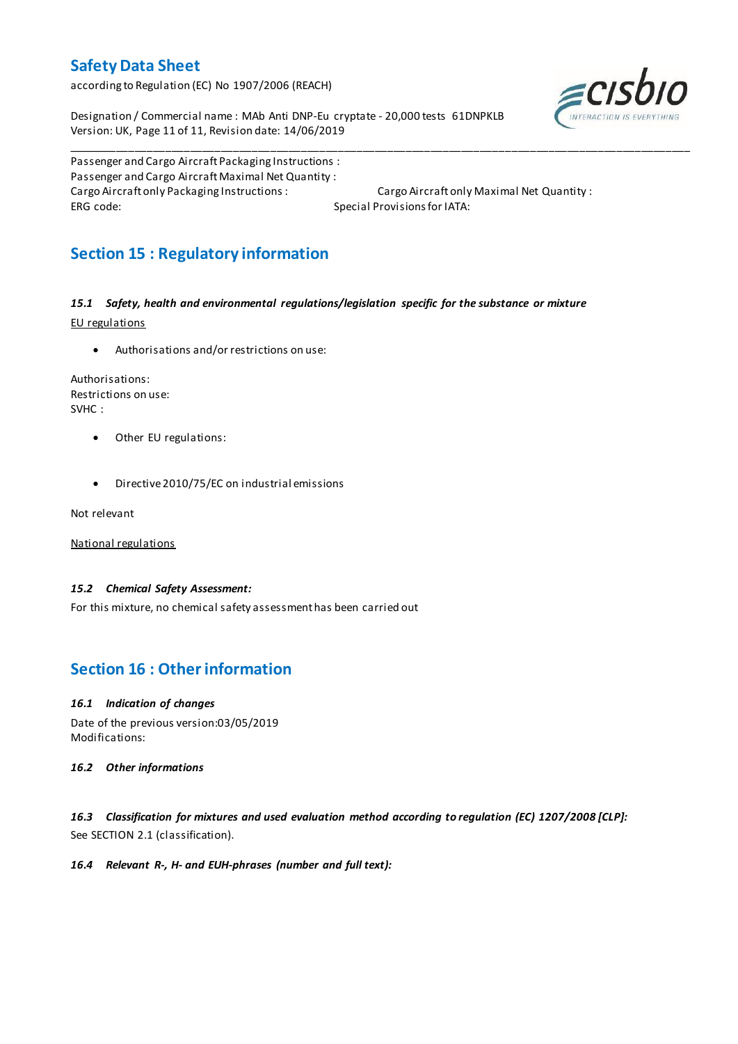Passenger and Cargo Aircraft Packaging Instructions :
Passenger and Cargo Aircraft Maximal Net Quantity :
Cargo Aircraft only Packaging Instructions : Cargo Aircraft only Maximal Net Quantity :
ERG code: Special Provisions for IATA:

## Section 15 : Regulatory information

### *15.1 Safety, health and environmental regulations/legislation specific for the substance or mixture*

EU regulations

- Authorisations and/or restrictions on use:

Authorisations:
Restrictions on use:
SVHC :

- Other EU regulations:

- Directive 2010/75/EC on industrial emissions

Not relevant

National regulations

### *15.2 Chemical Safety Assessment:*

For this mixture, no chemical safety assessment has been carried out

## Section 16 : Other information

### *16.1 Indication of changes*

Date of the previous version:03/05/2019
Modifications:

### *16.2 Other informations*

### *16.3 Classification for mixtures and used evaluation method according to regulation (EC) 1207/2008 [CLP]:*

See SECTION 2.1 (classification).

### *16.4 Relevant R-, H- and EUH-phrases (number and full text):*